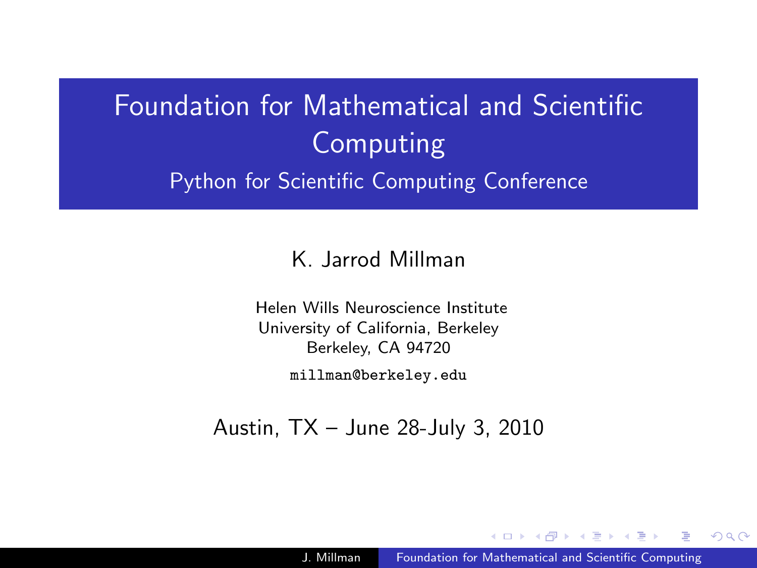# Foundation for Mathematical and Scientific Computing

## Python for Scientific Computing Conference

K. Jarrod Millman

Helen Wills Neuroscience Institute
University of California, Berkeley
Berkeley, CA 94720

millman@berkeley.edu

Austin, TX – June 28-July 3, 2010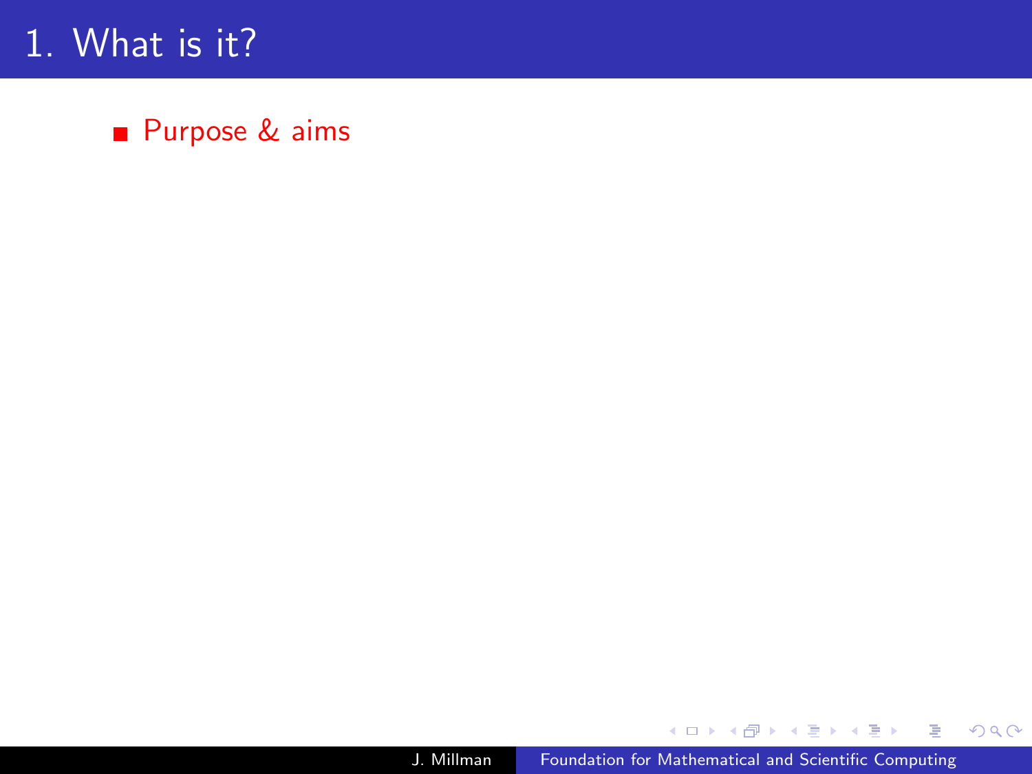# 1. What is it?

- Purpose & aims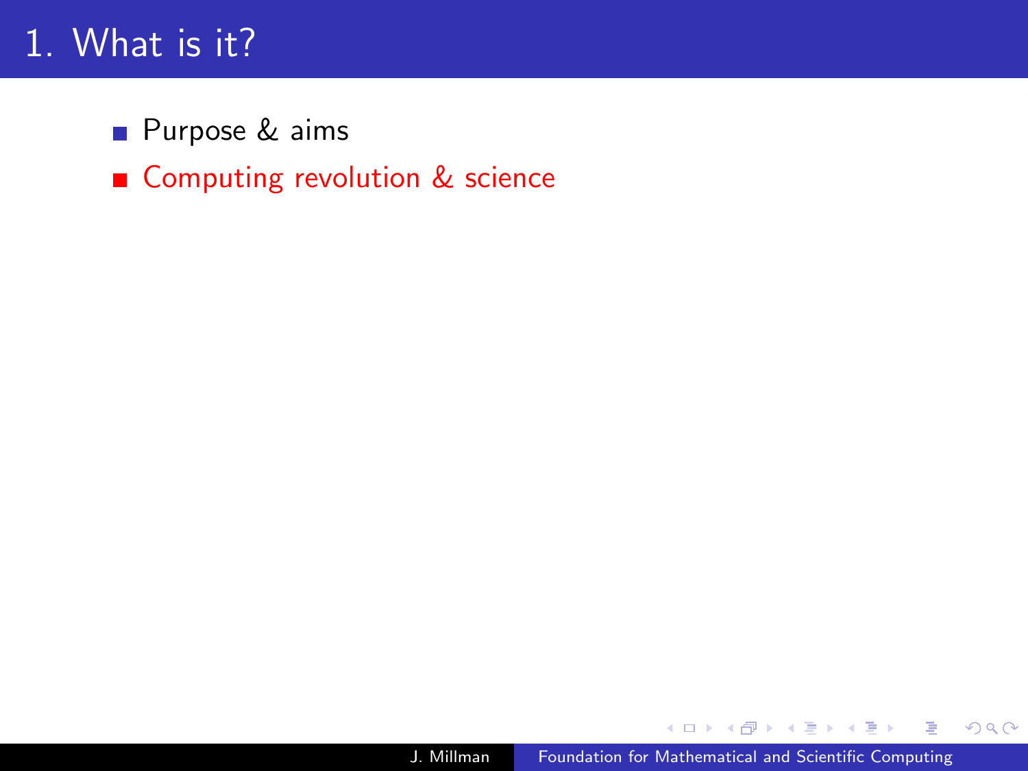# 1. What is it?

- Purpose & aims
- Computing revolution & science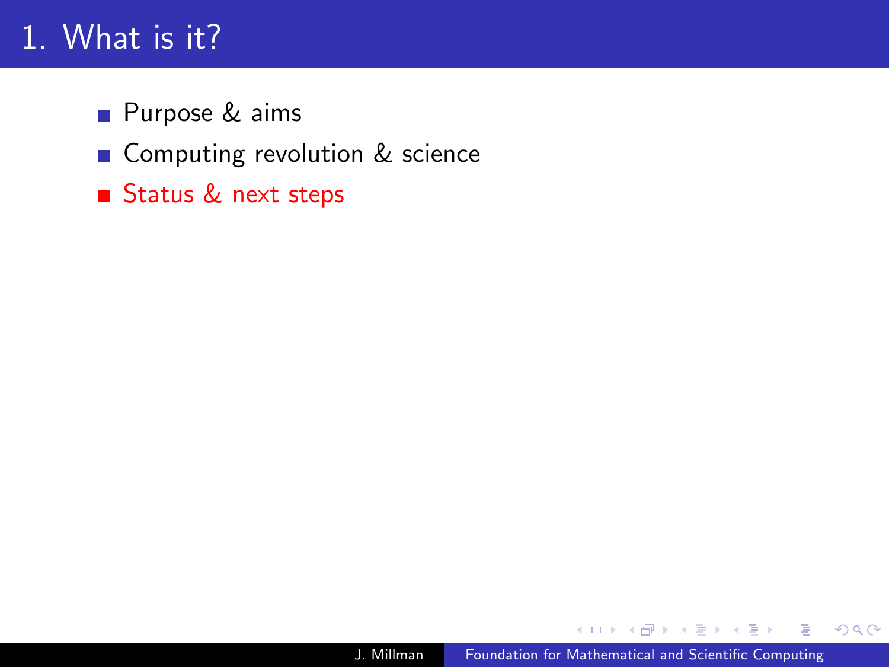# 1. What is it?

- Purpose & aims
- Computing revolution & science
- Status & next steps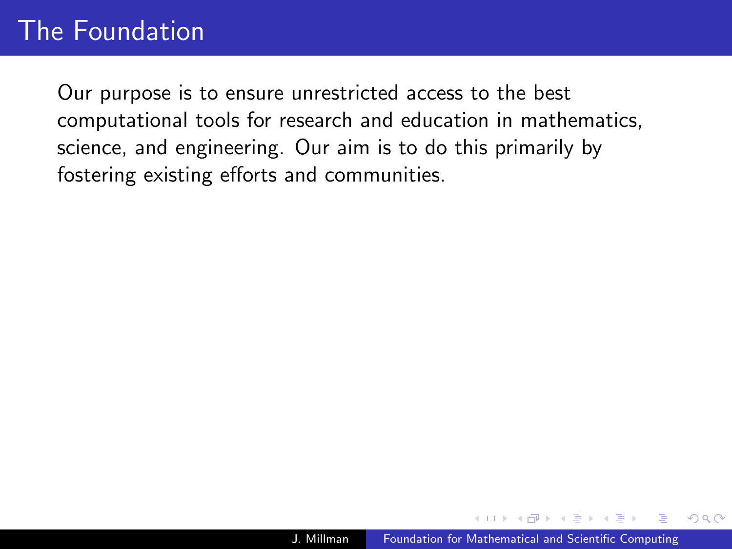# The Foundation

Our purpose is to ensure unrestricted access to the best computational tools for research and education in mathematics, science, and engineering. Our aim is to do this primarily by fostering existing efforts and communities.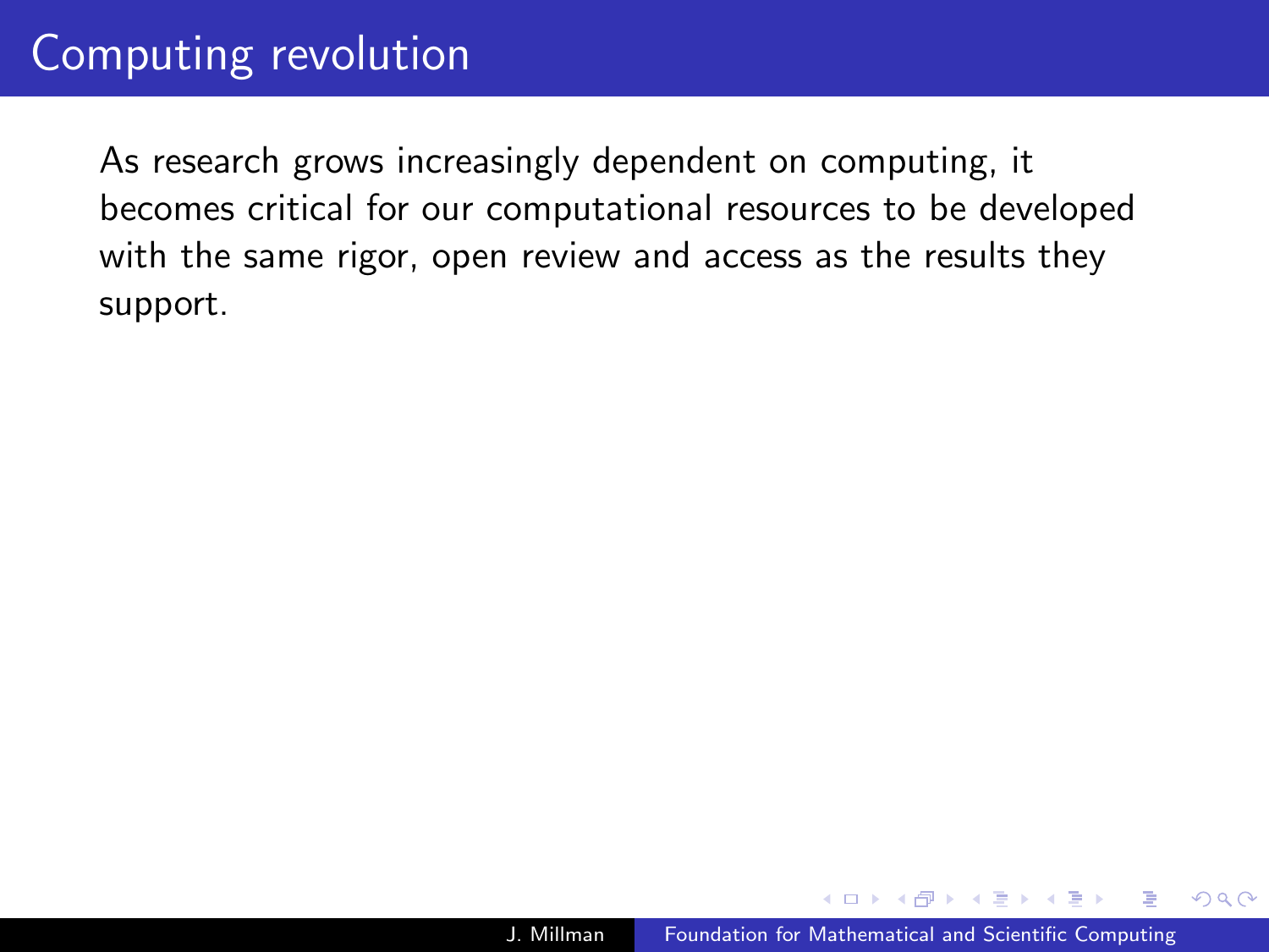# Computing revolution

As research grows increasingly dependent on computing, it becomes critical for our computational resources to be developed with the same rigor, open review and access as the results they support.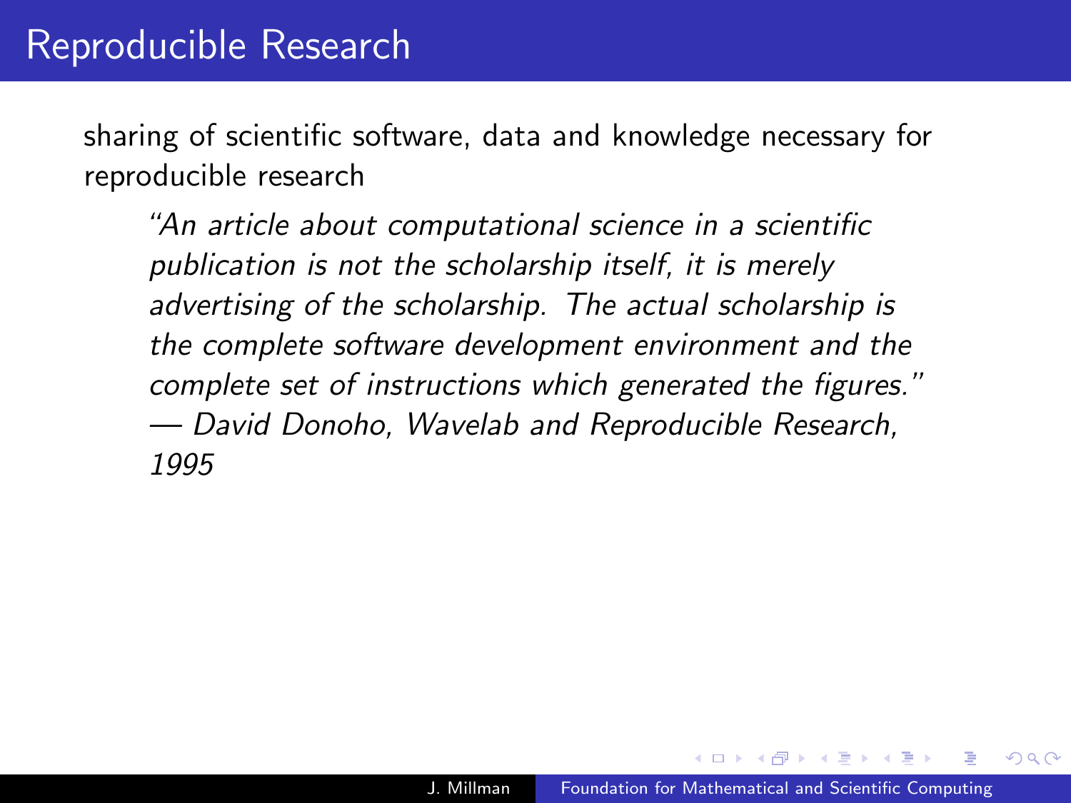# Reproducible Research

sharing of scientific software, data and knowledge necessary for reproducible research

> *"An article about computational science in a scientific publication is not the scholarship itself, it is merely advertising of the scholarship. The actual scholarship is the complete software development environment and the complete set of instructions which generated the figures."*
> *— David Donoho, Wavelab and Reproducible Research, 1995*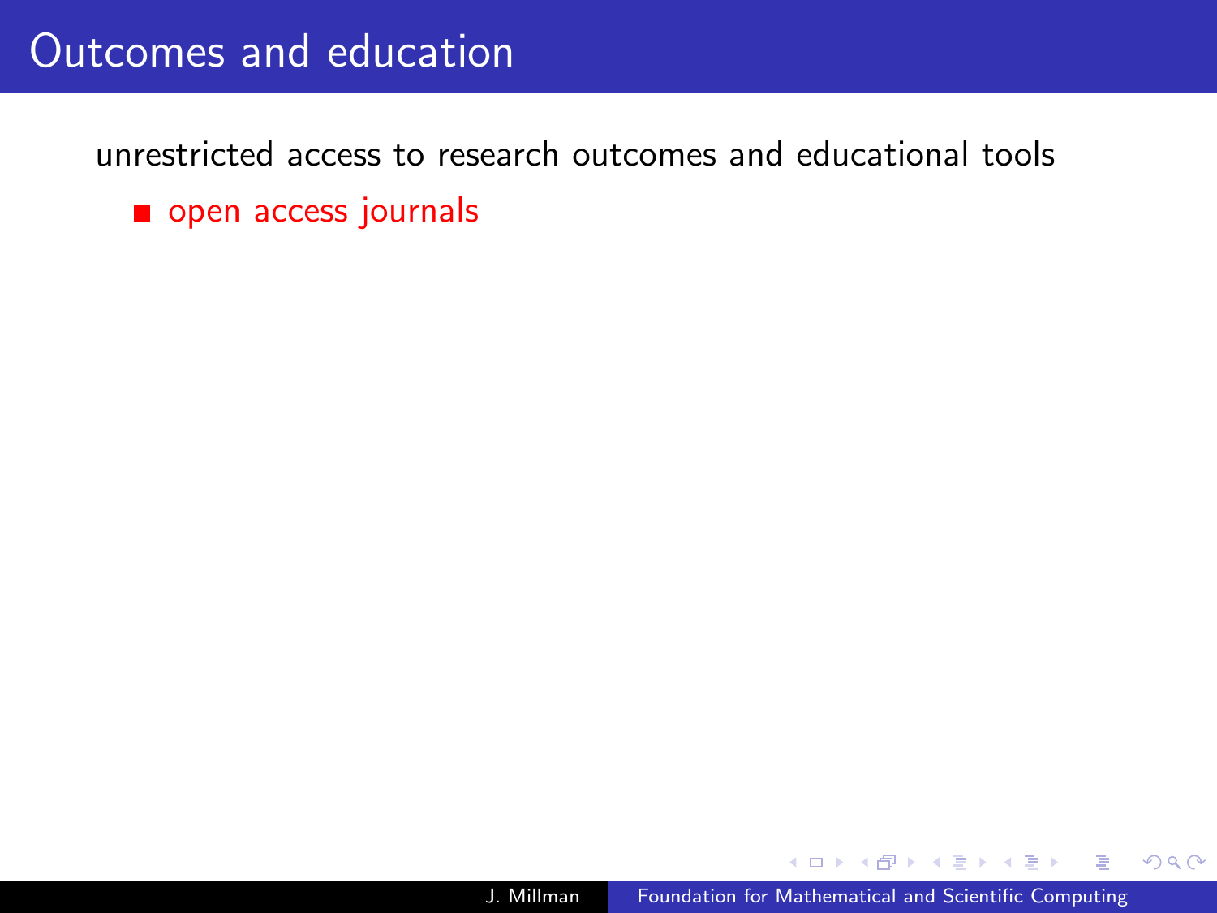# Outcomes and education

unrestricted access to research outcomes and educational tools

- open access journals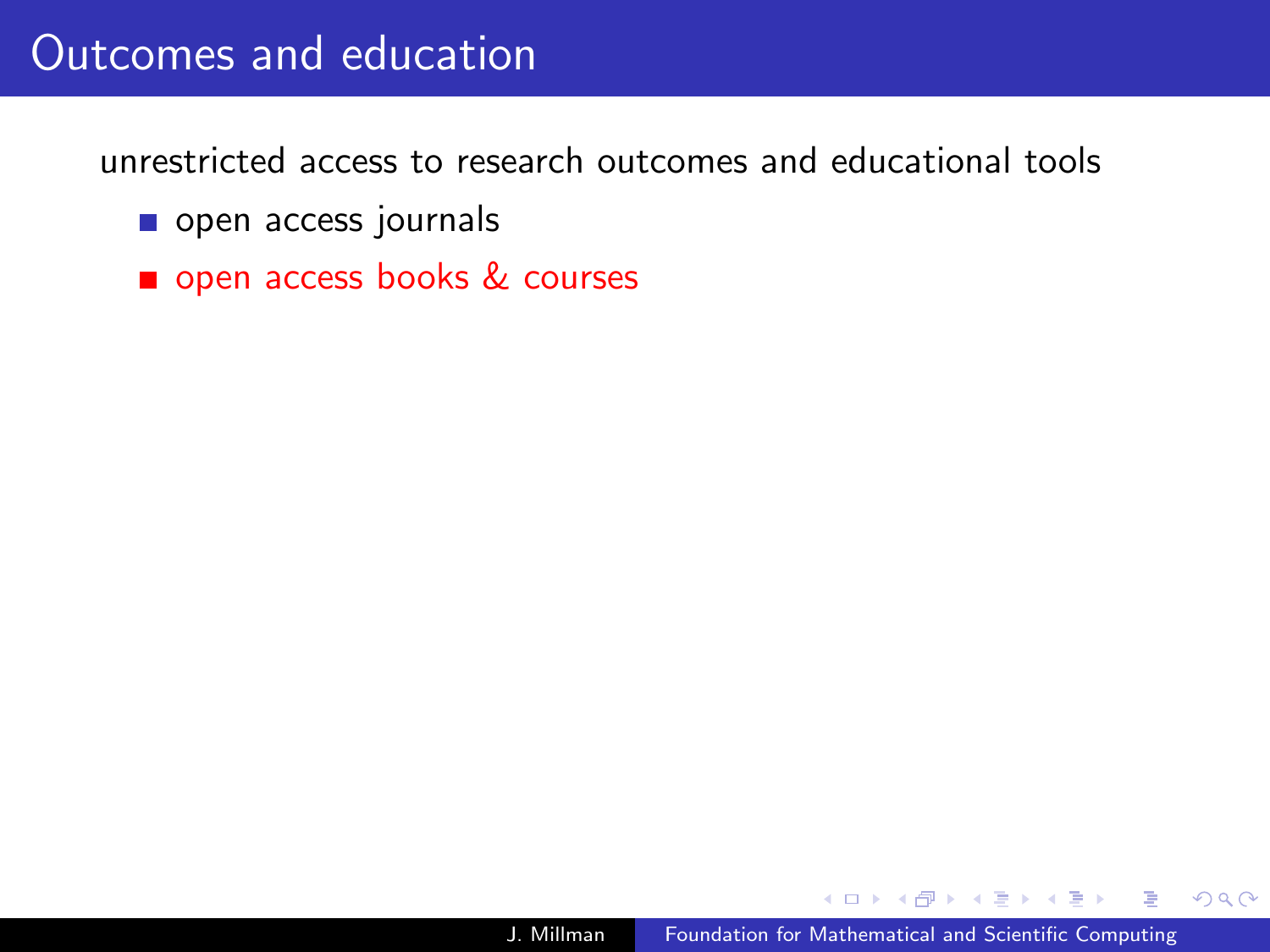# Outcomes and education

unrestricted access to research outcomes and educational tools

- open access journals
- open access books & courses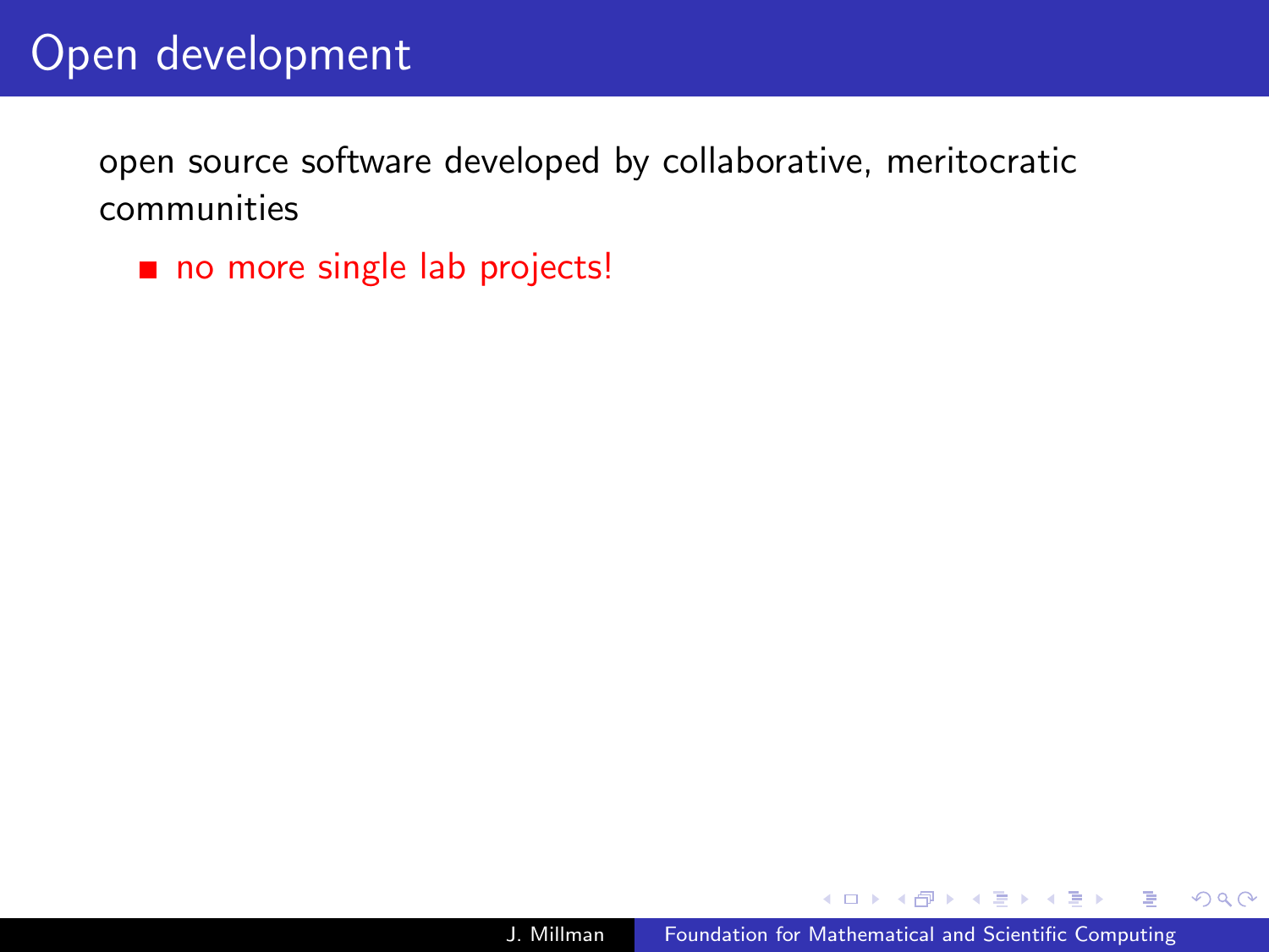# Open development

open source software developed by collaborative, meritocratic communities

- no more single lab projects!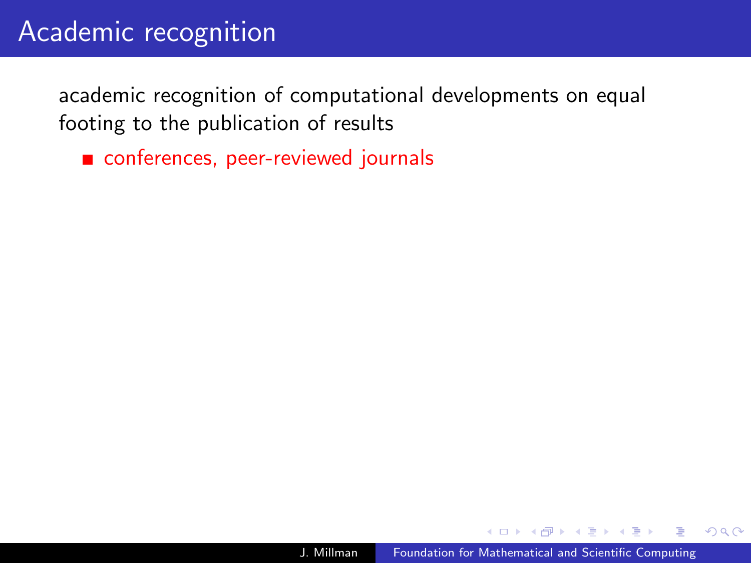# Academic recognition

academic recognition of computational developments on equal footing to the publication of results

- conferences, peer-reviewed journals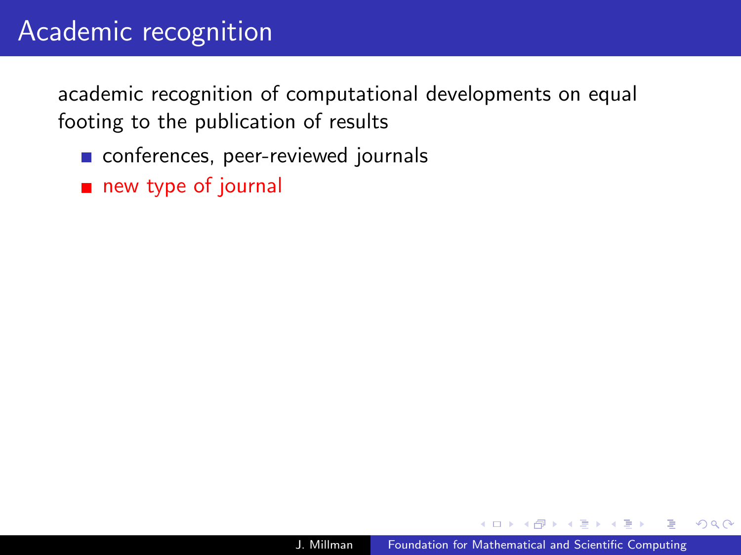# Academic recognition

academic recognition of computational developments on equal footing to the publication of results

- conferences, peer-reviewed journals
- new type of journal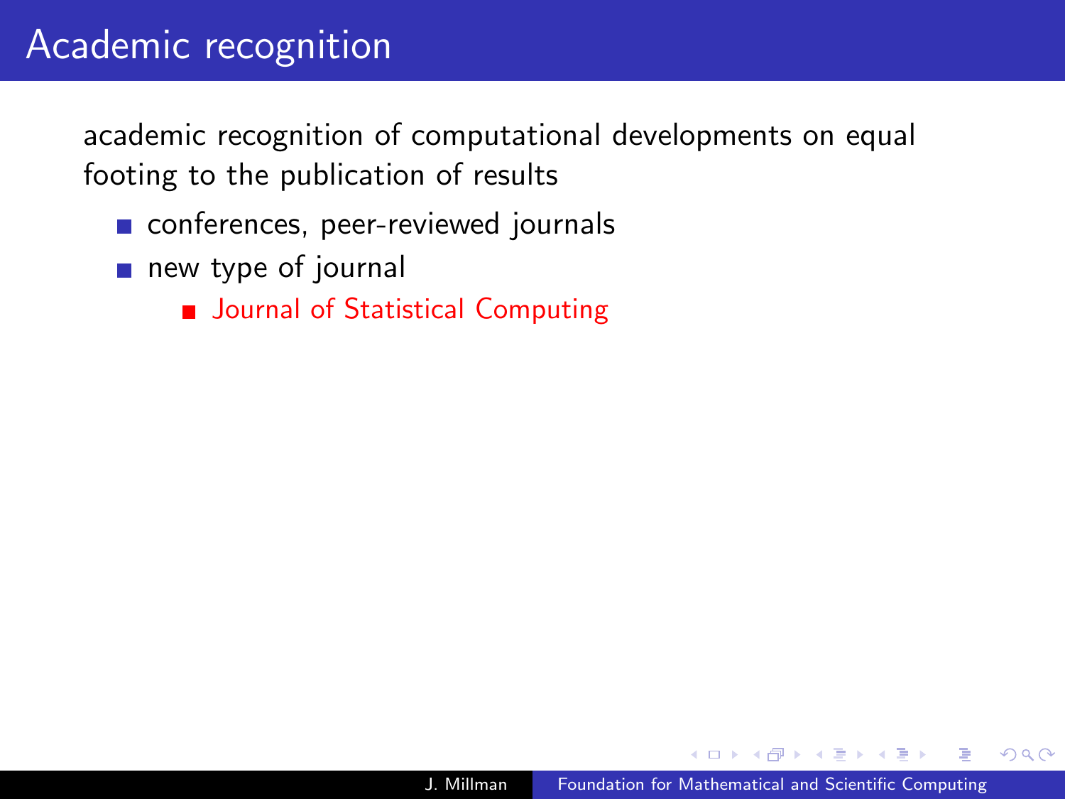# Academic recognition

academic recognition of computational developments on equal footing to the publication of results

- conferences, peer-reviewed journals
- new type of journal
  - Journal of Statistical Computing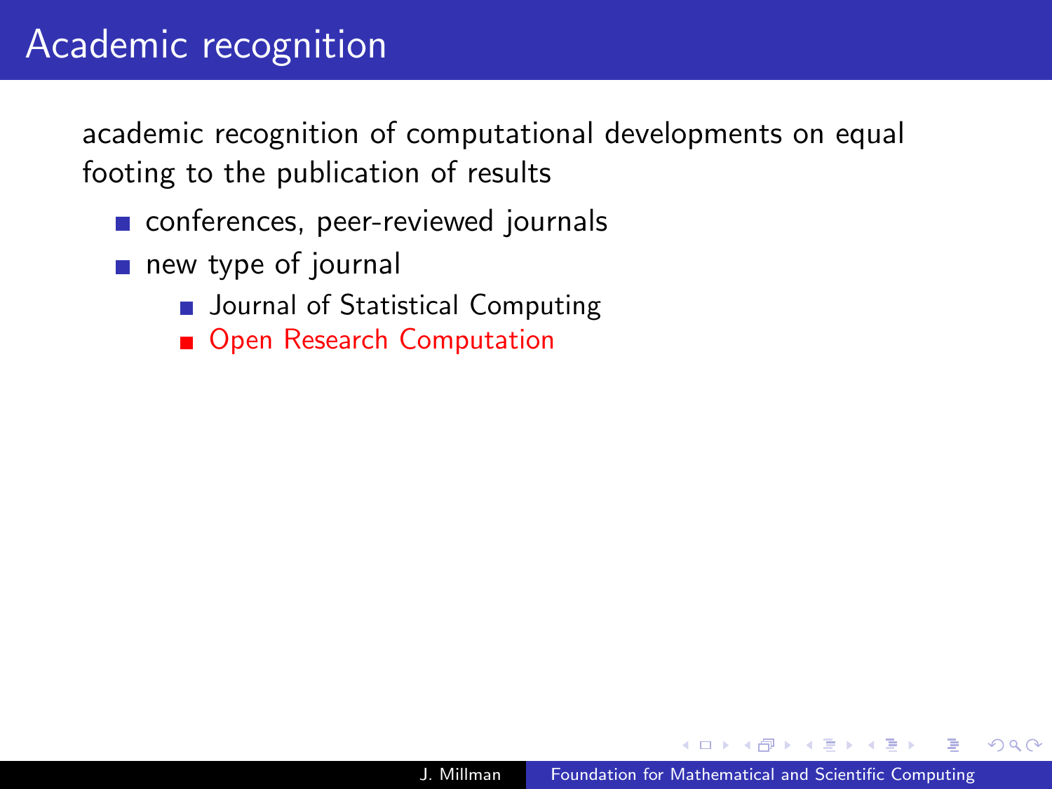# Academic recognition

academic recognition of computational developments on equal footing to the publication of results

- conferences, peer-reviewed journals
- new type of journal
  - Journal of Statistical Computing
  - Open Research Computation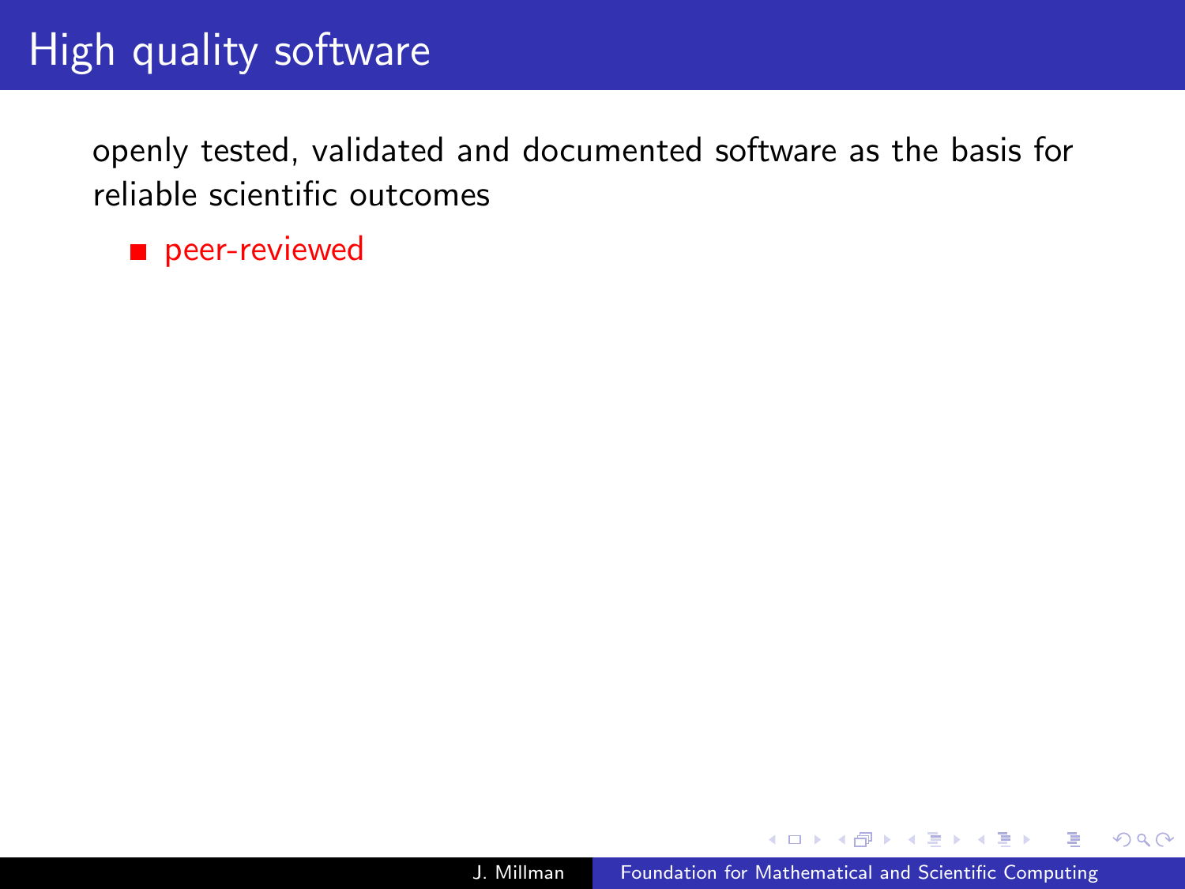# High quality software

openly tested, validated and documented software as the basis for reliable scientific outcomes

- peer-reviewed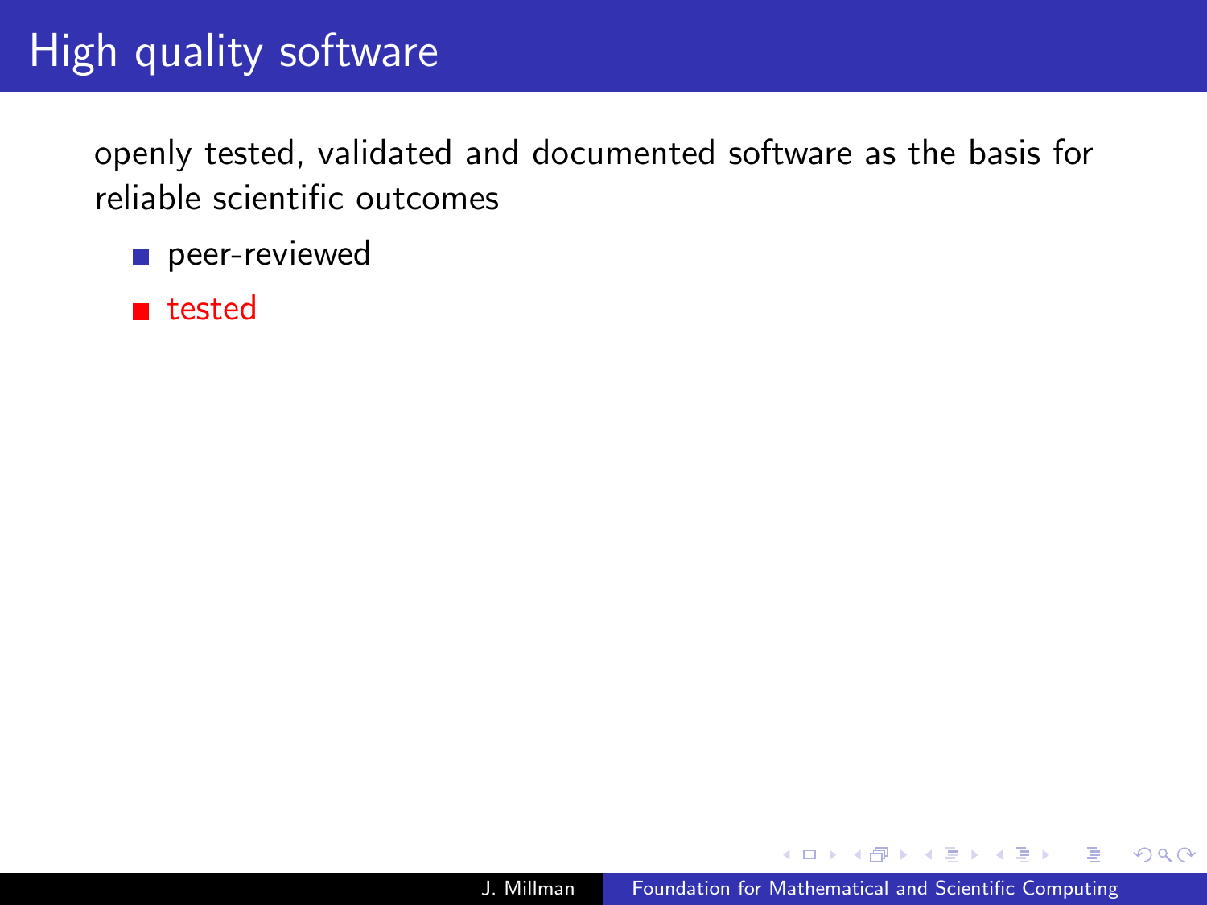# High quality software

openly tested, validated and documented software as the basis for reliable scientific outcomes

- peer-reviewed
- tested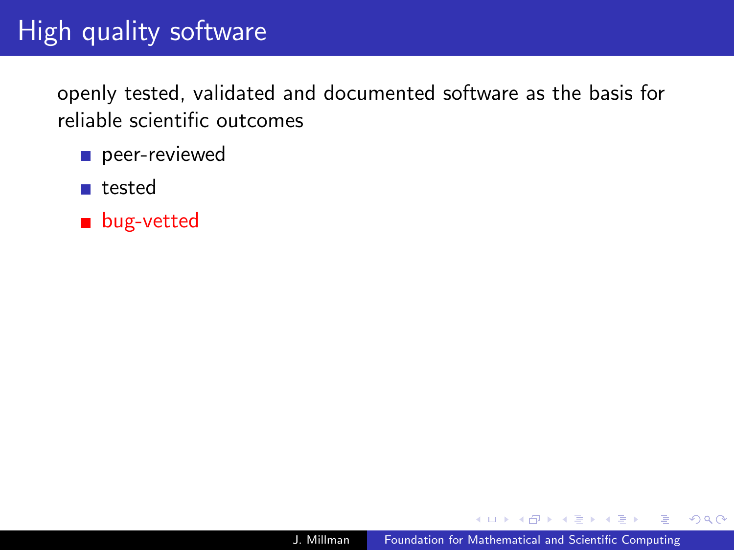# High quality software

openly tested, validated and documented software as the basis for reliable scientific outcomes

- peer-reviewed
- tested
- bug-vetted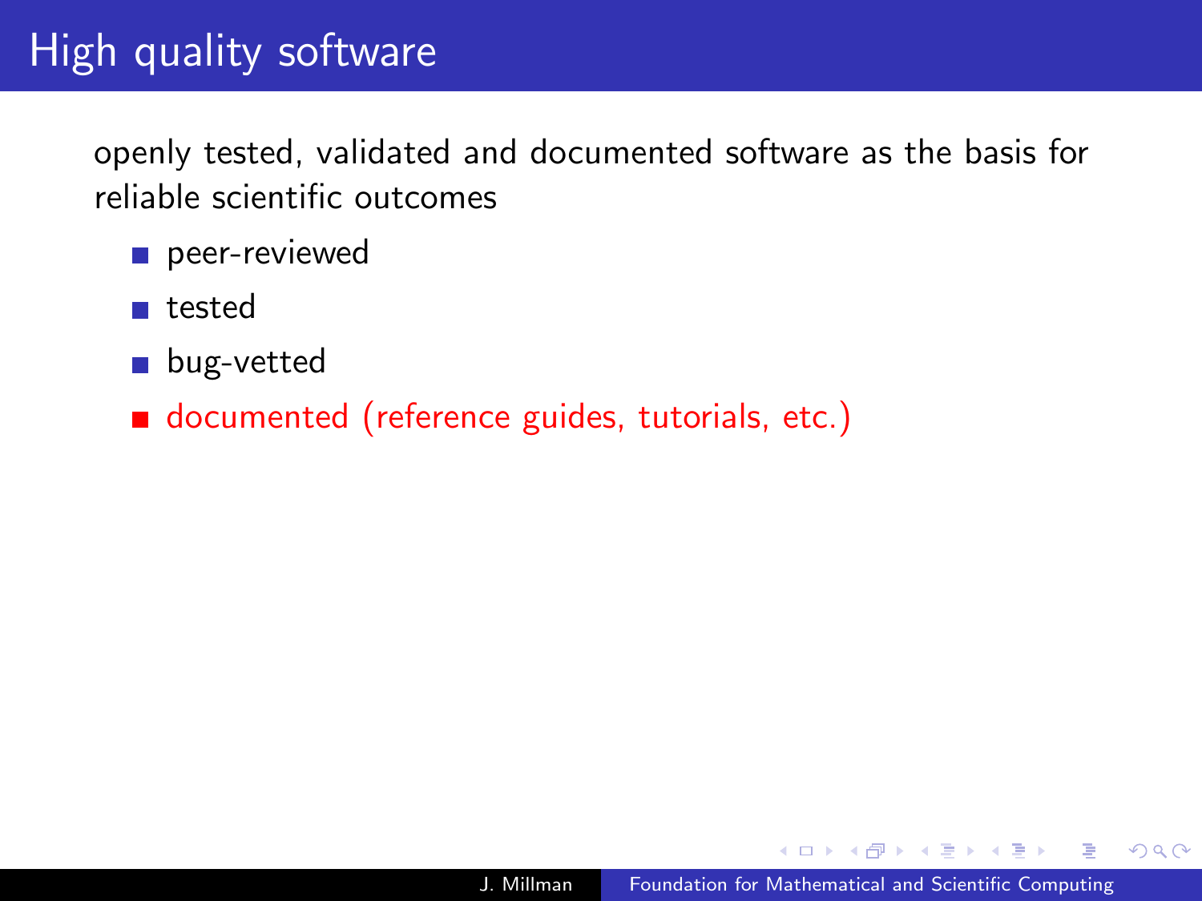# High quality software

openly tested, validated and documented software as the basis for reliable scientific outcomes

- peer-reviewed
- tested
- bug-vetted
- documented (reference guides, tutorials, etc.)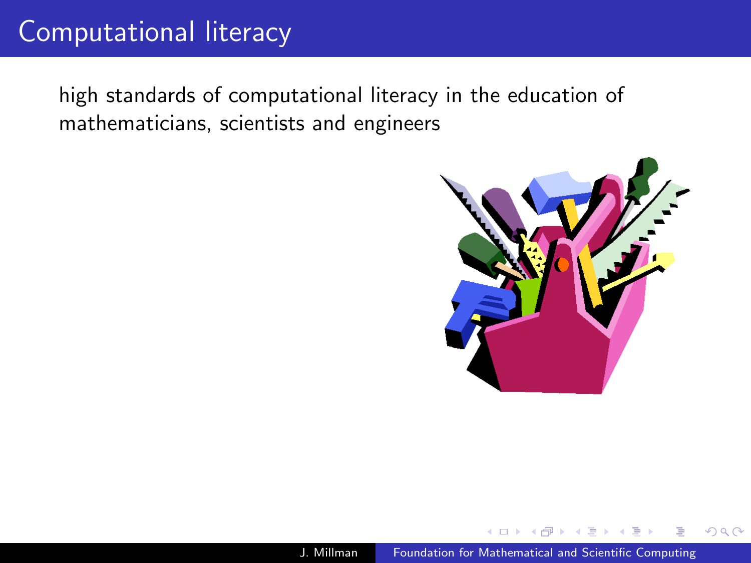# Computational literacy

high standards of computational literacy in the education of mathematicians, scientists and engineers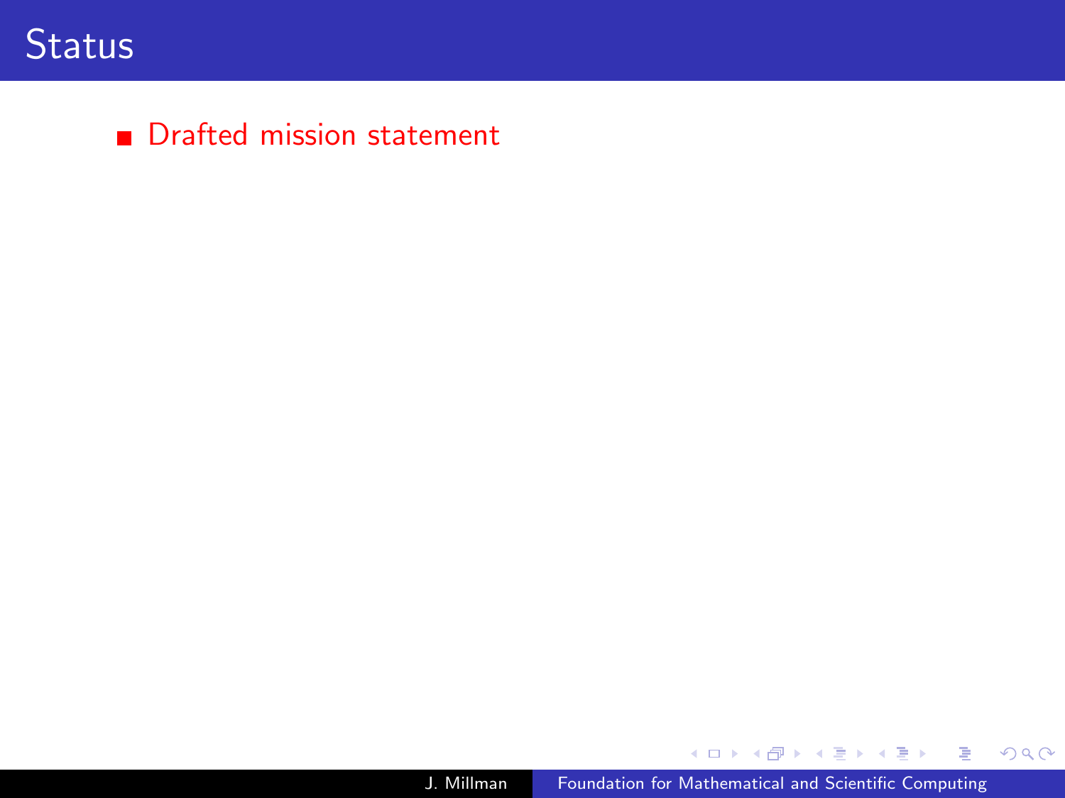# Status

- Drafted mission statement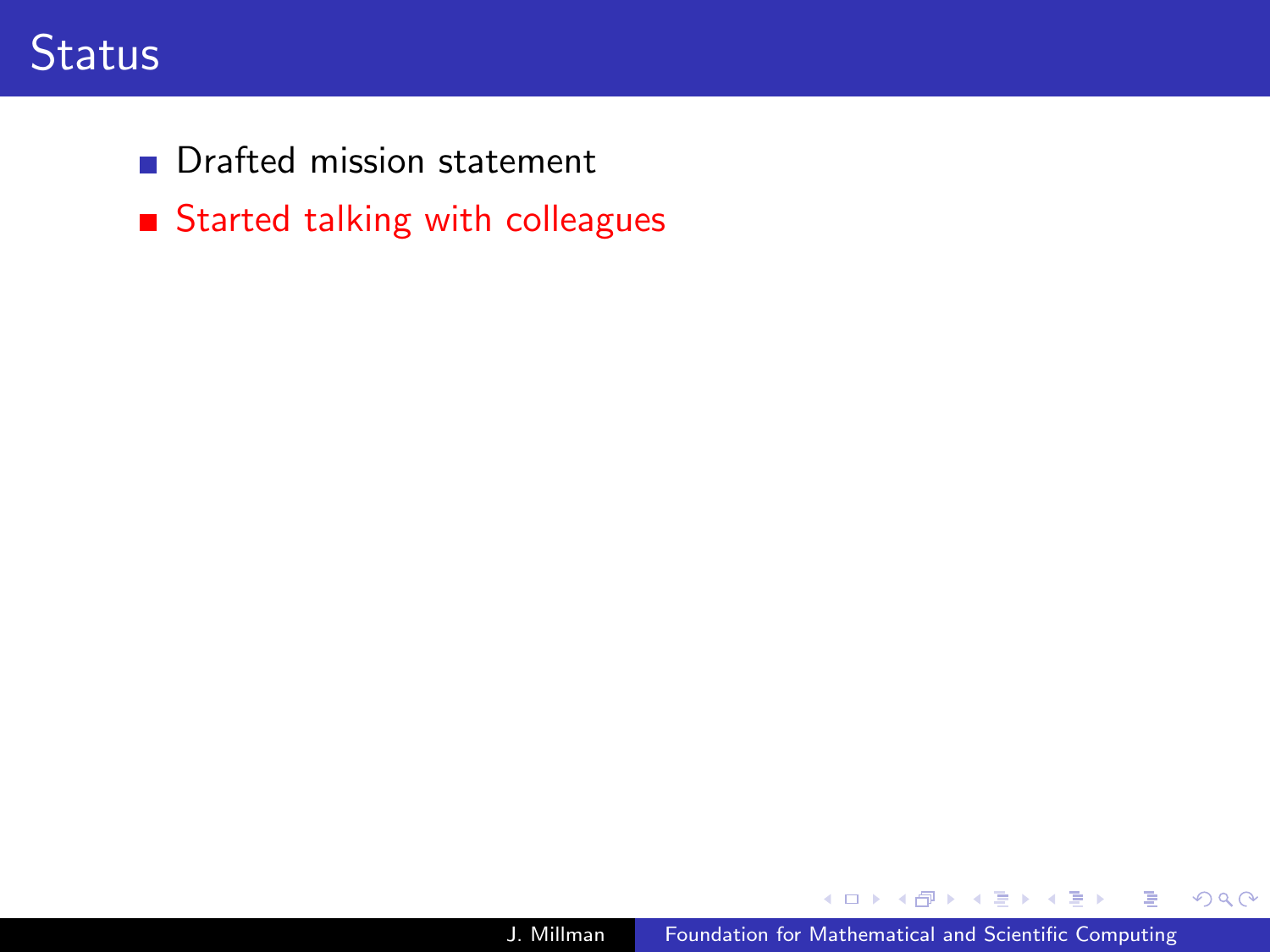# Status

- Drafted mission statement
- Started talking with colleagues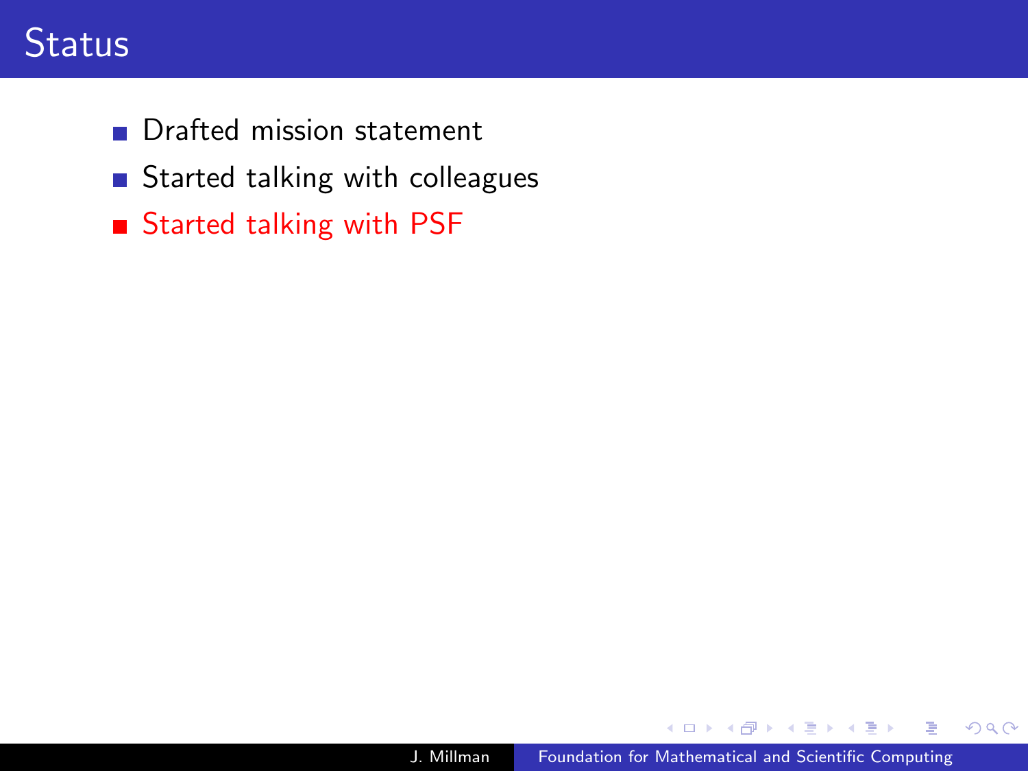# Status

- Drafted mission statement
- Started talking with colleagues
- Started talking with PSF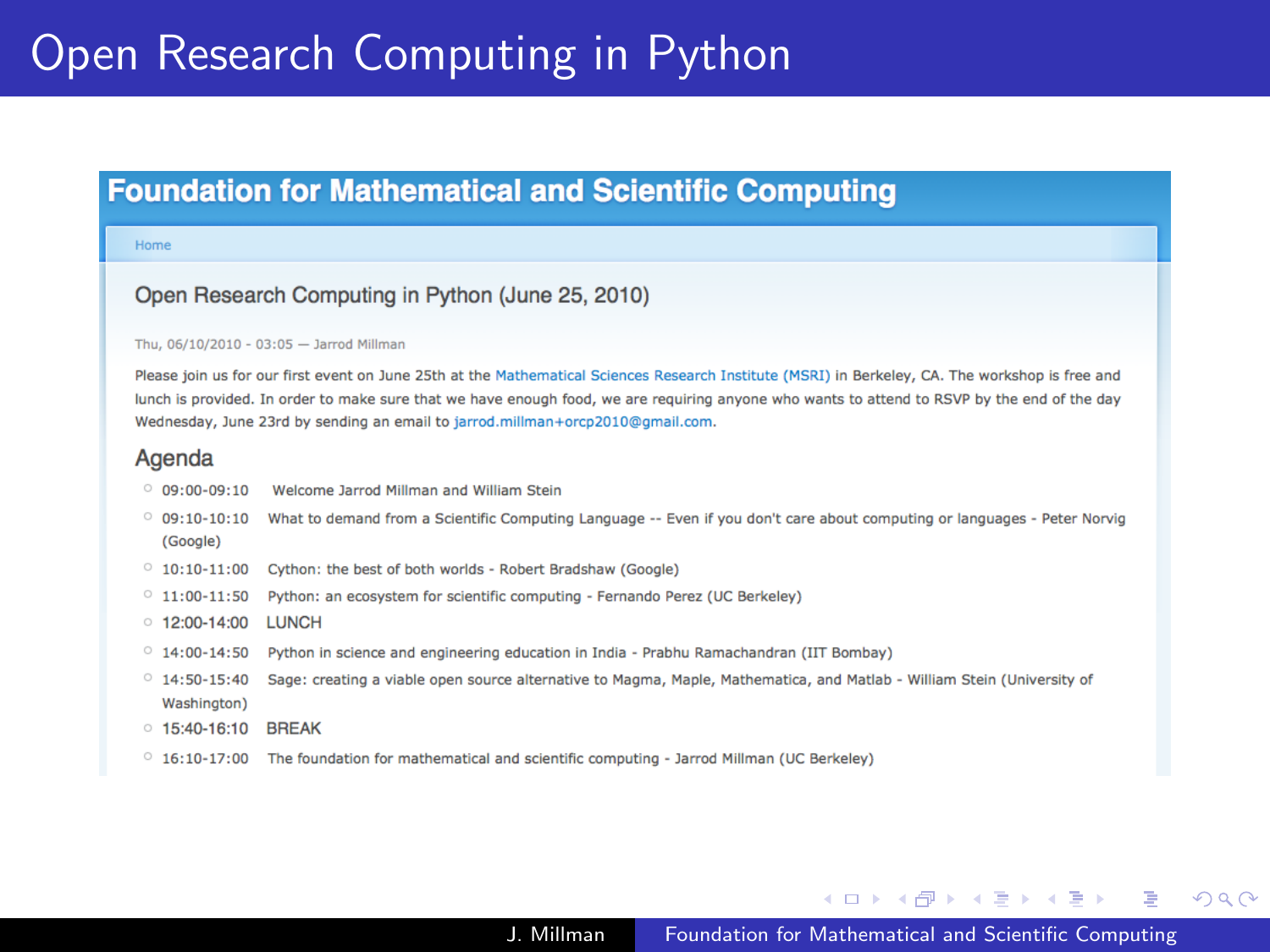# Open Research Computing in Python

## Foundation for Mathematical and Scientific Computing

Home

### Open Research Computing in Python (June 25, 2010)

Thu, 06/10/2010 - 03:05 — Jarrod Millman

Please join us for our first event on June 25th at the Mathematical Sciences Research Institute (MSRI) in Berkeley, CA. The workshop is free and lunch is provided. In order to make sure that we have enough food, we are requiring anyone who wants to attend to RSVP by the end of the day Wednesday, June 23rd by sending an email to jarrod.millman+orcp2010@gmail.com.

### Agenda

- 09:00-09:10 Welcome Jarrod Millman and William Stein
- 09:10-10:10 What to demand from a Scientific Computing Language -- Even if you don't care about computing or languages - Peter Norvig (Google)
- 10:10-11:00 Cython: the best of both worlds - Robert Bradshaw (Google)
- 11:00-11:50 Python: an ecosystem for scientific computing - Fernando Perez (UC Berkeley)
- 12:00-14:00 LUNCH
- 14:00-14:50 Python in science and engineering education in India - Prabhu Ramachandran (IIT Bombay)
- 14:50-15:40 Sage: creating a viable open source alternative to Magma, Maple, Mathematica, and Matlab - William Stein (University of Washington)
- 15:40-16:10 BREAK
- 16:10-17:00 The foundation for mathematical and scientific computing - Jarrod Millman (UC Berkeley)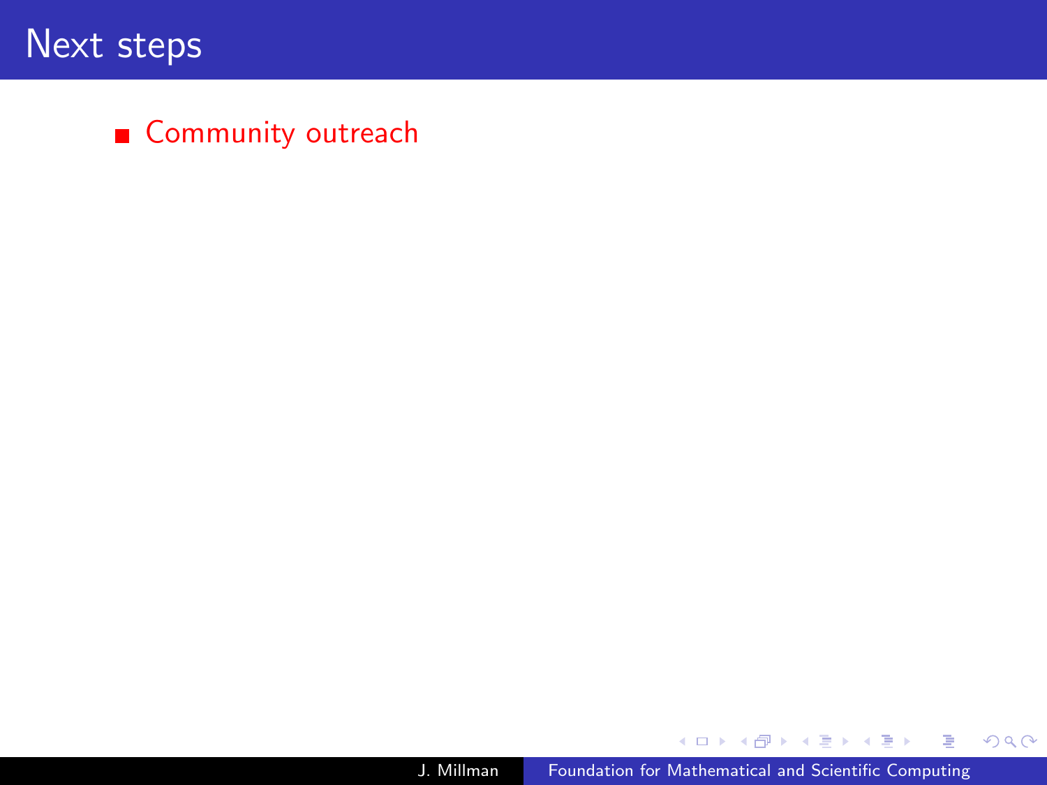# Next steps

- Community outreach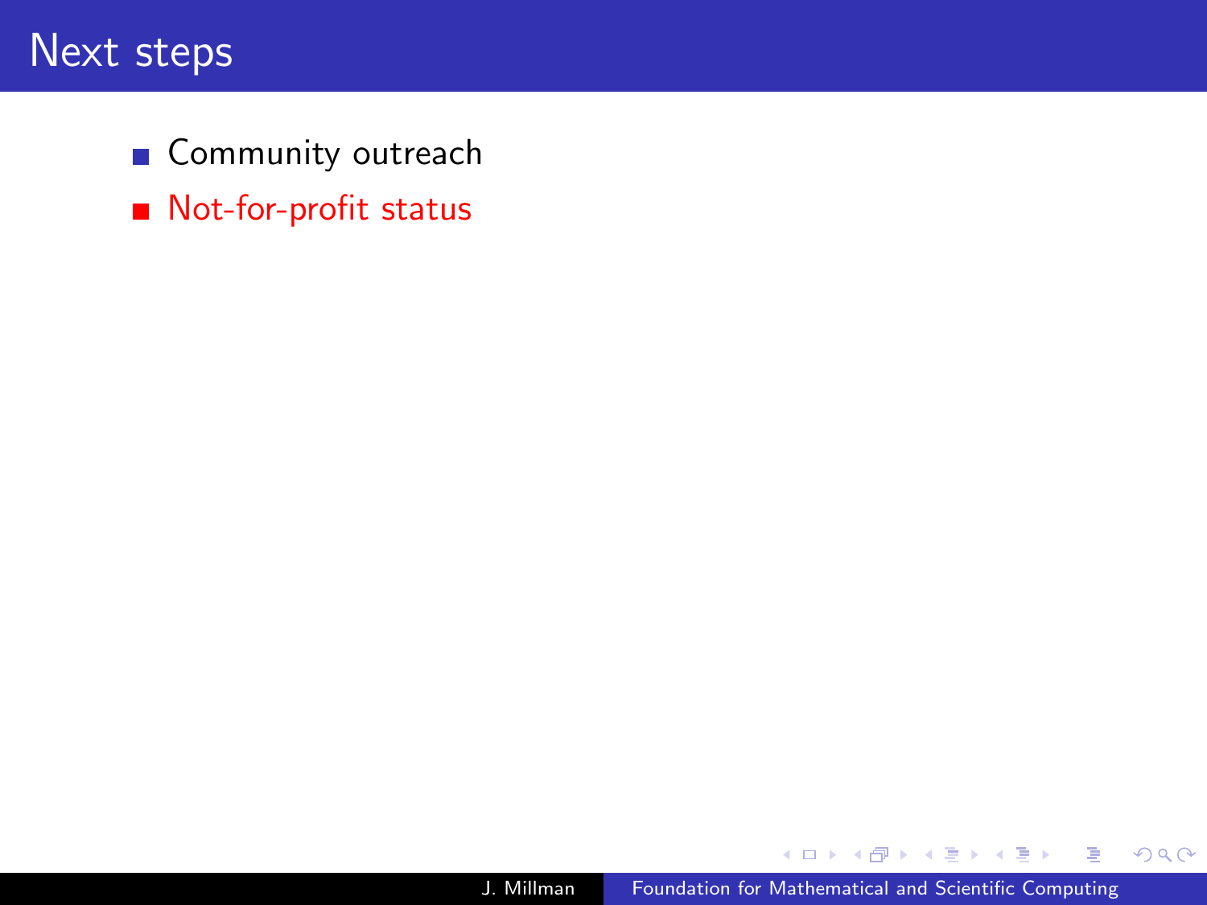# Next steps

- Community outreach
- Not-for-profit status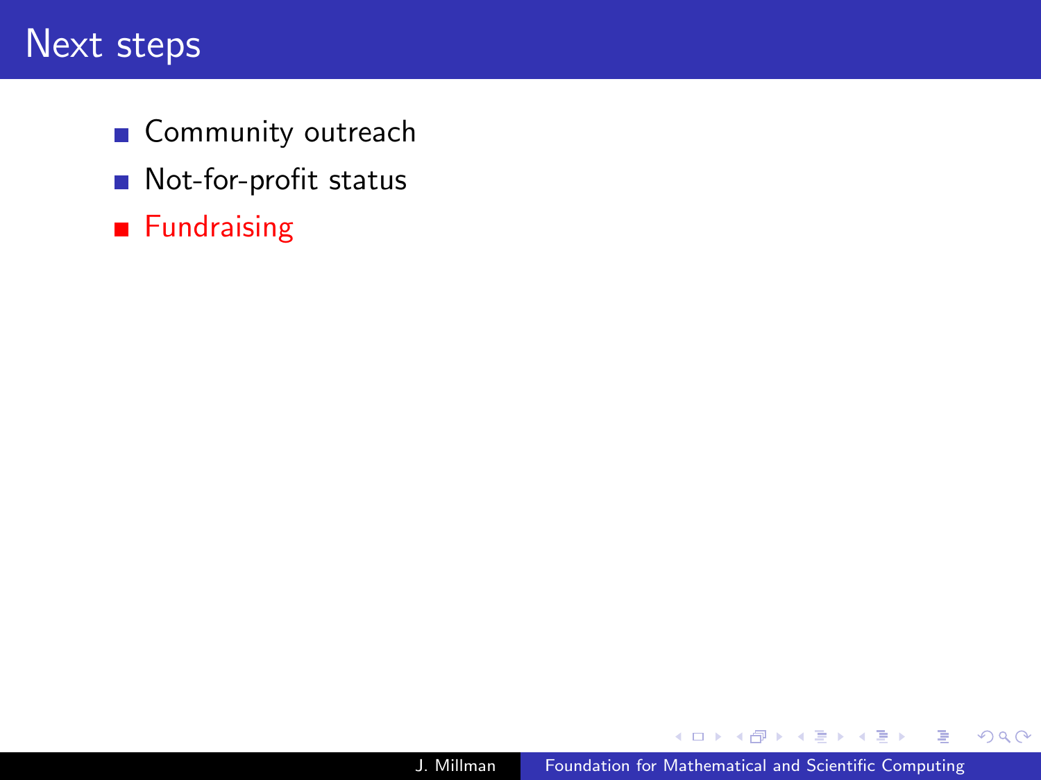# Next steps

- Community outreach
- Not-for-profit status
- Fundraising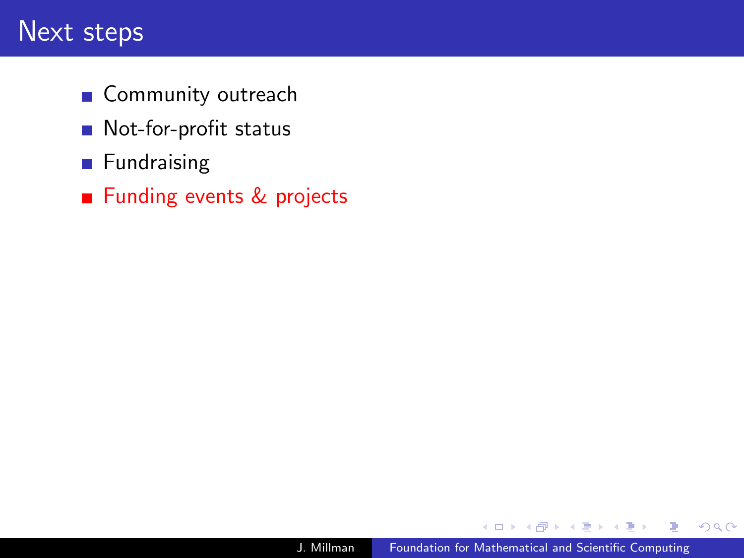# Next steps

- Community outreach
- Not-for-profit status
- Fundraising
- Funding events & projects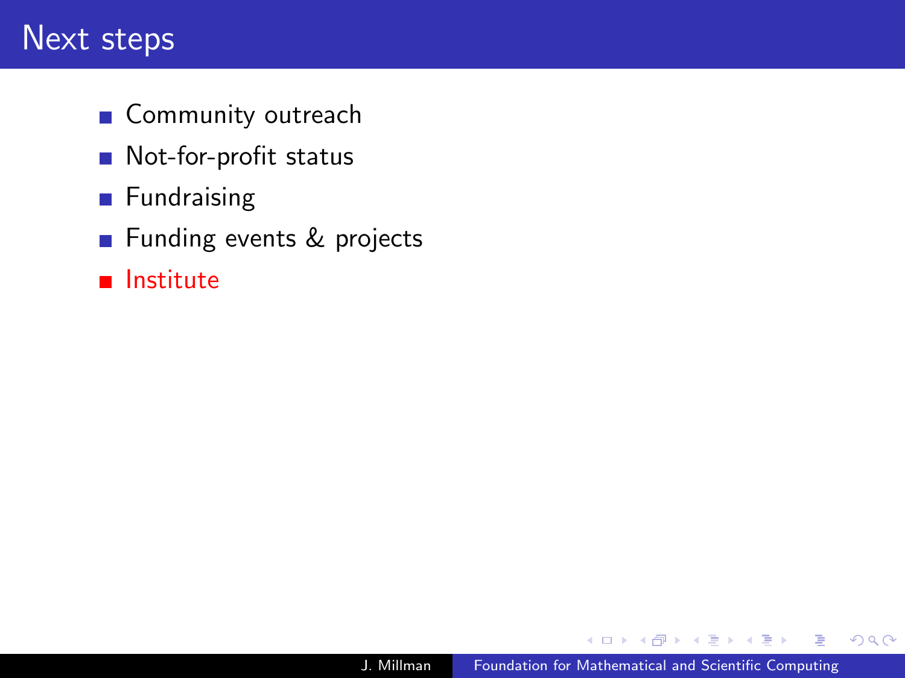# Next steps

- Community outreach
- Not-for-profit status
- Fundraising
- Funding events & projects
- Institute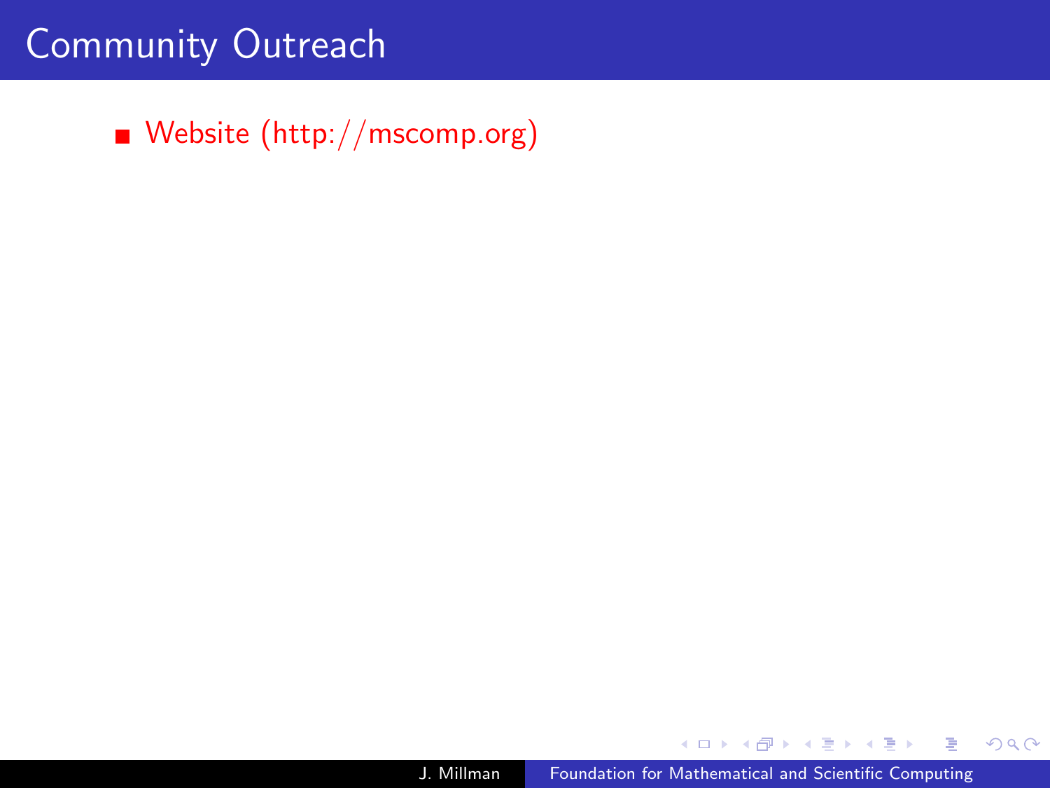# Community Outreach

- Website (http://mscomp.org)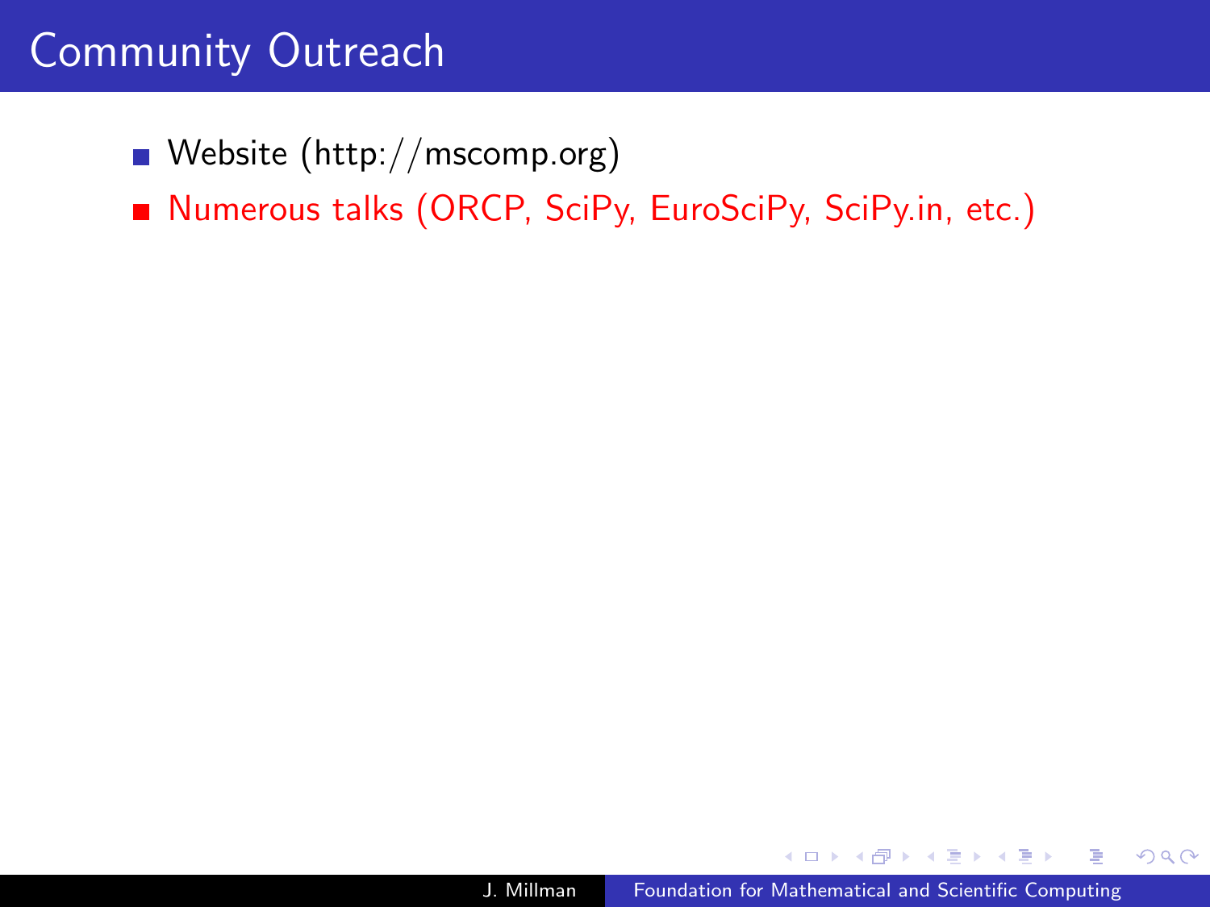# Community Outreach

- Website (http://mscomp.org)
- Numerous talks (ORCP, SciPy, EuroSciPy, SciPy.in, etc.)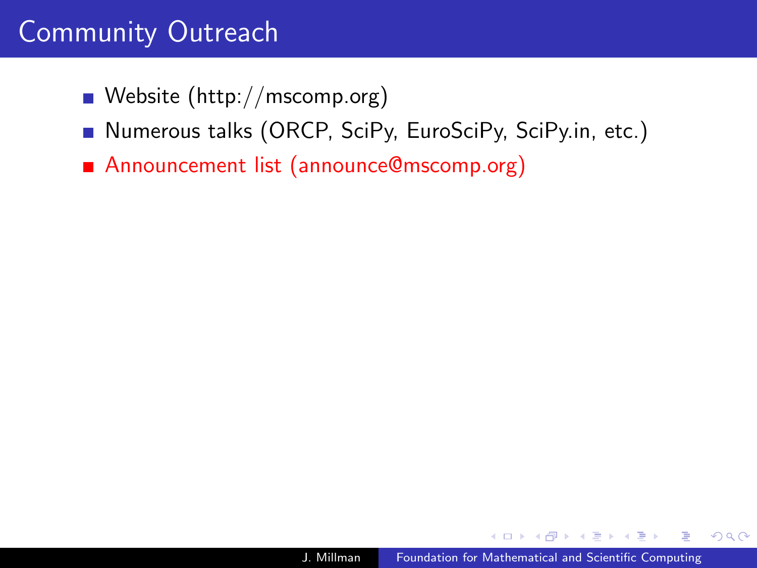# Community Outreach

- Website (http://mscomp.org)
- Numerous talks (ORCP, SciPy, EuroSciPy, SciPy.in, etc.)
- Announcement list (announce@mscomp.org)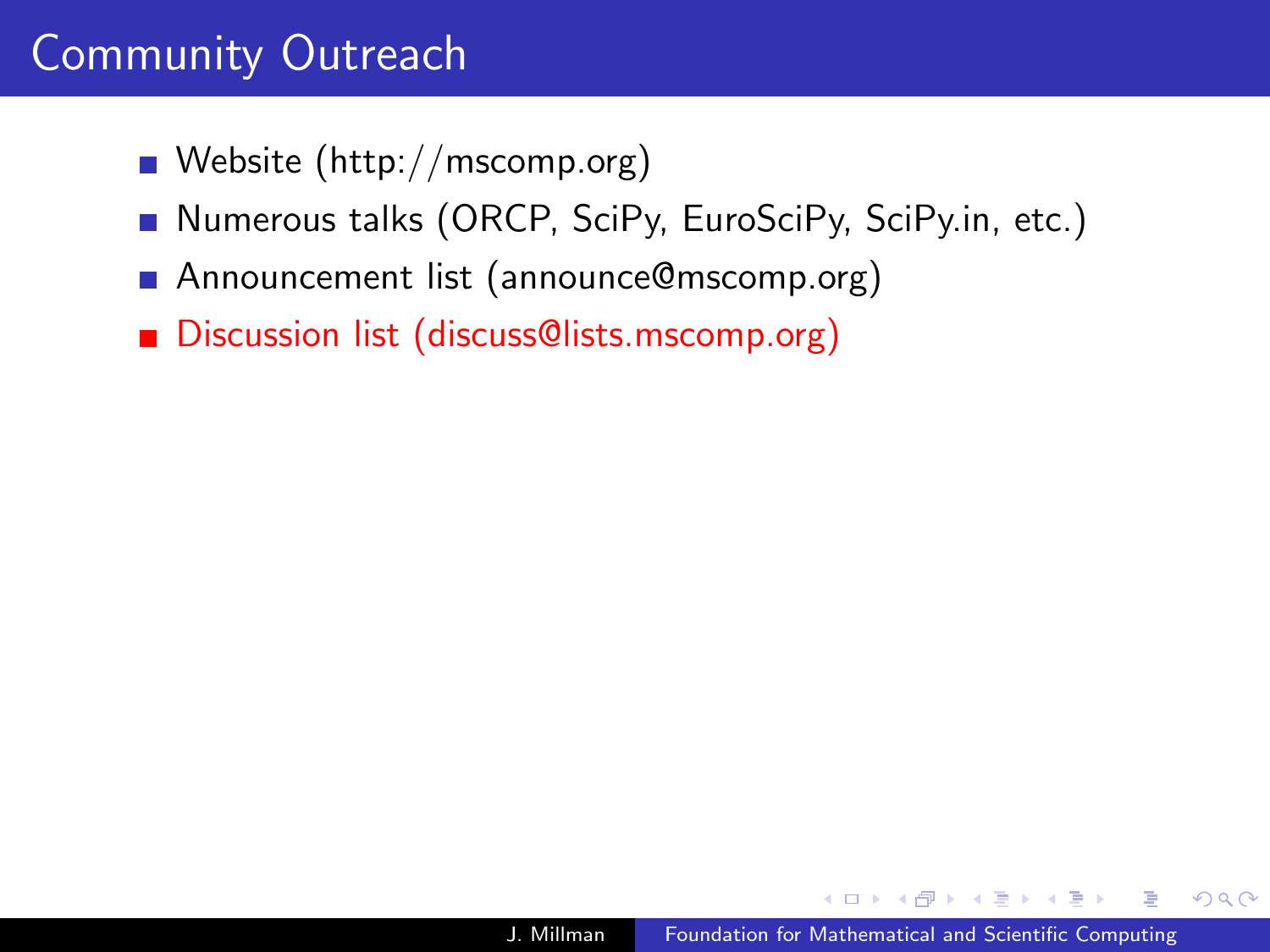# Community Outreach

- Website (http://mscomp.org)
- Numerous talks (ORCP, SciPy, EuroSciPy, SciPy.in, etc.)
- Announcement list (announce@mscomp.org)
- Discussion list (discuss@lists.mscomp.org)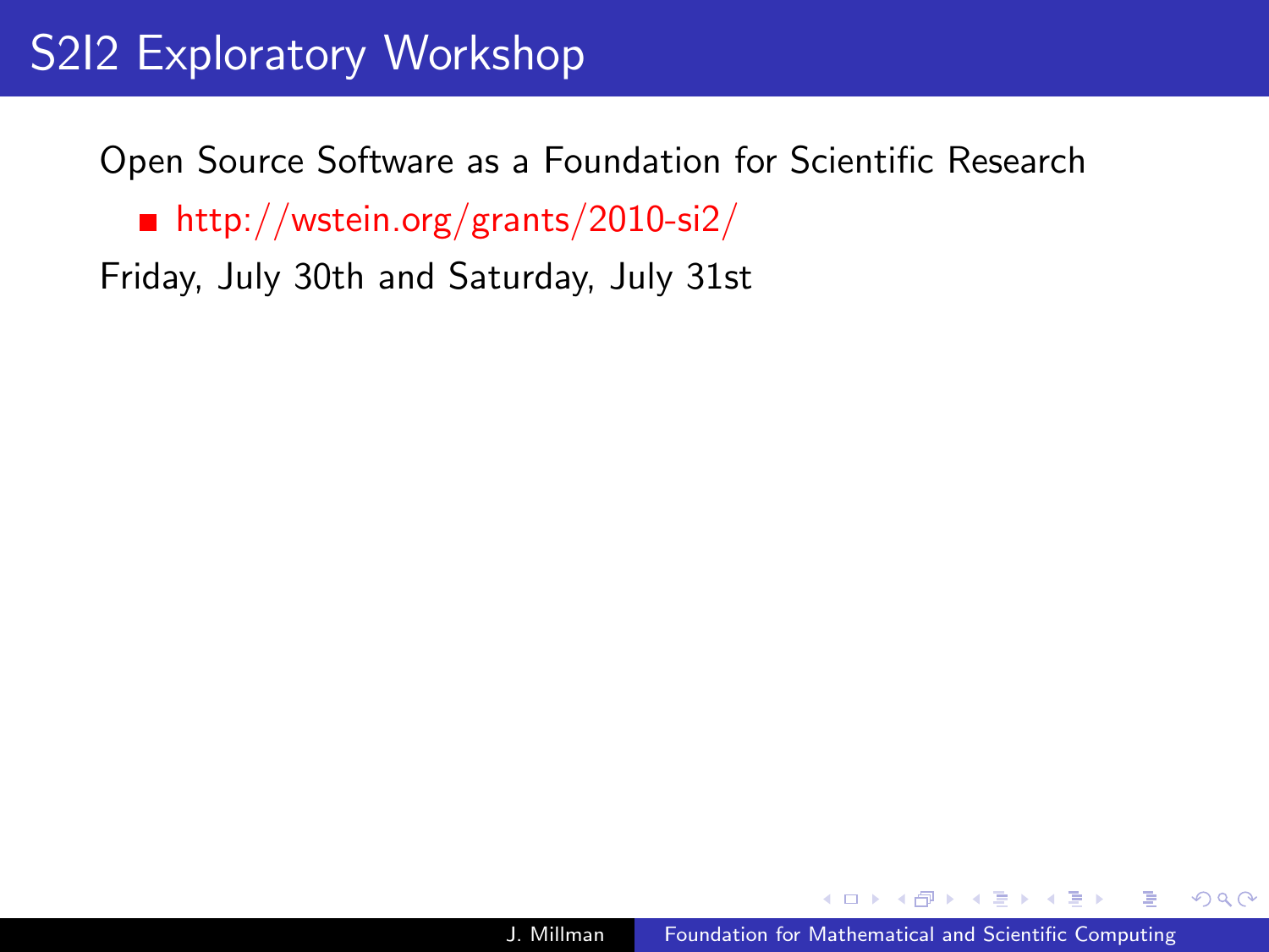# S2I2 Exploratory Workshop

Open Source Software as a Foundation for Scientific Research

- http://wstein.org/grants/2010-si2/

Friday, July 30th and Saturday, July 31st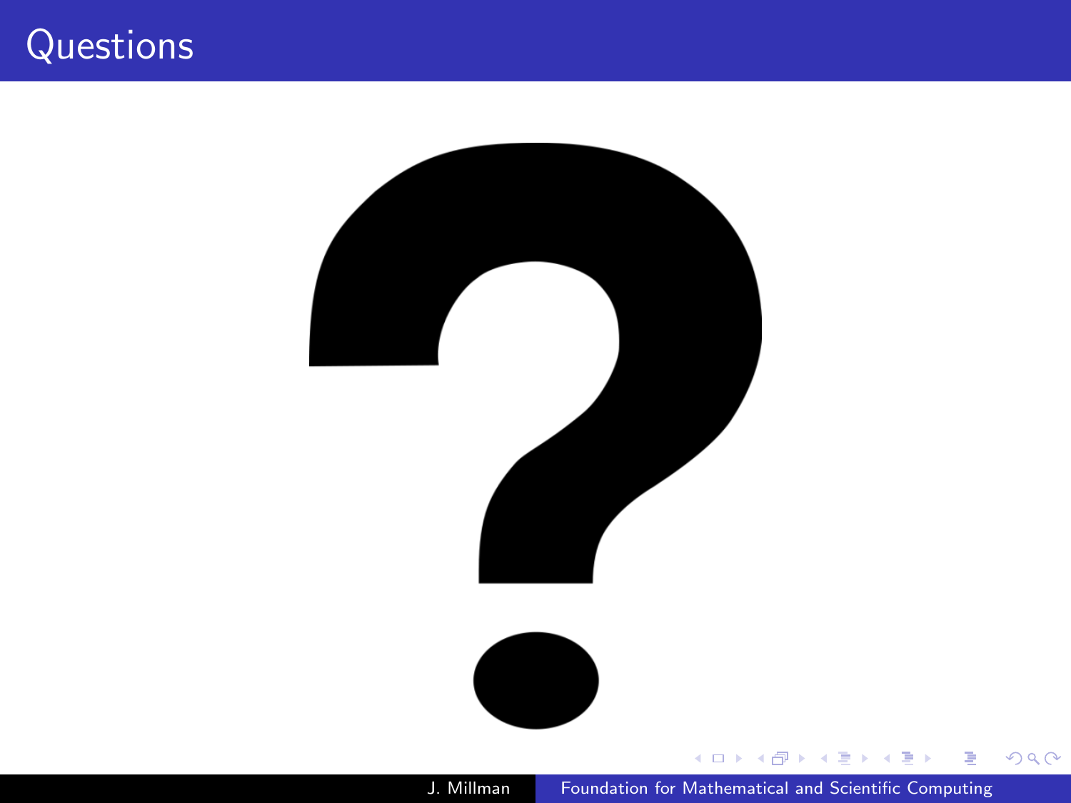# Questions